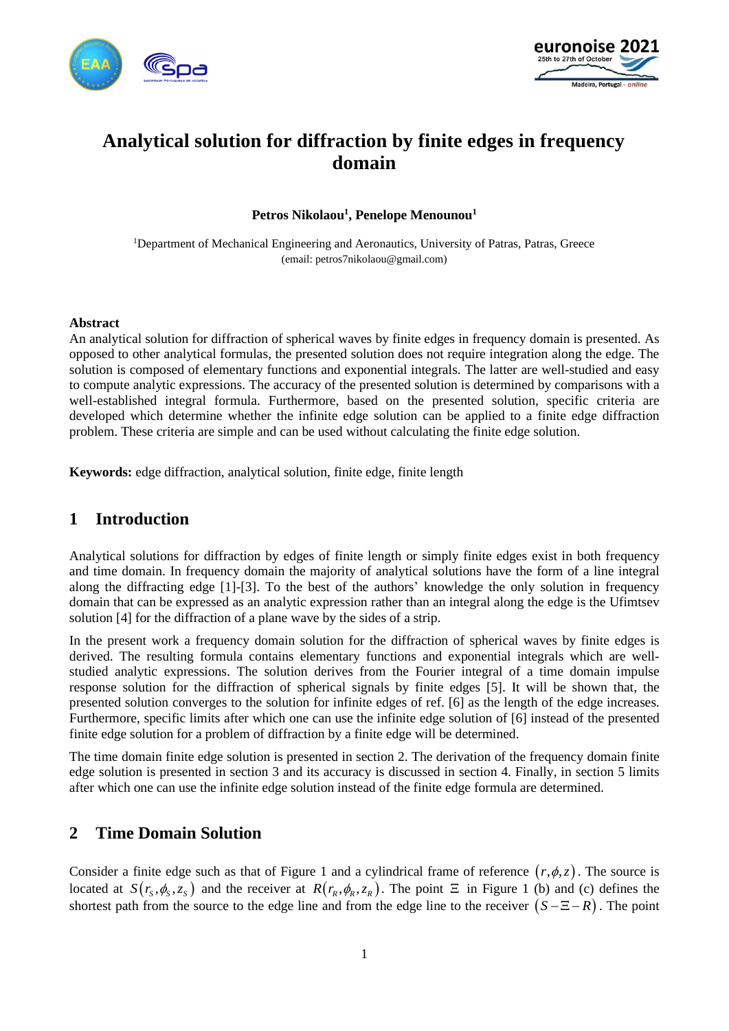# Analytical solution for diffraction by finite edges in frequency domain

**Petros Nikolaou[1], Penelope Menounou[1]**

[1]Department of Mechanical Engineering and Aeronautics, University of Patras, Patras, Greece
(email: petros7nikolaou@gmail.com)

### Abstract

An analytical solution for diffraction of spherical waves by finite edges in frequency domain is presented. As opposed to other analytical formulas, the presented solution does not require integration along the edge. The solution is composed of elementary functions and exponential integrals. The latter are well-studied and easy to compute analytic expressions. The accuracy of the presented solution is determined by comparisons with a well-established integral formula. Furthermore, based on the presented solution, specific criteria are developed which determine whether the infinite edge solution can be applied to a finite edge diffraction problem. These criteria are simple and can be used without calculating the finite edge solution.

**Keywords:** edge diffraction, analytical solution, finite edge, finite length

## 1 Introduction

Analytical solutions for diffraction by edges of finite length or simply finite edges exist in both frequency and time domain. In frequency domain the majority of analytical solutions have the form of a line integral along the diffracting edge [1]-[3]. To the best of the authors' knowledge the only solution in frequency domain that can be expressed as an analytic expression rather than an integral along the edge is the Ufimtsev solution [4] for the diffraction of a plane wave by the sides of a strip.

In the present work a frequency domain solution for the diffraction of spherical waves by finite edges is derived. The resulting formula contains elementary functions and exponential integrals which are well-studied analytic expressions. The solution derives from the Fourier integral of a time domain impulse response solution for the diffraction of spherical signals by finite edges [5]. It will be shown that, the presented solution converges to the solution for infinite edges of ref. [6] as the length of the edge increases. Furthermore, specific limits after which one can use the infinite edge solution of [6] instead of the presented finite edge solution for a problem of diffraction by a finite edge will be determined.

The time domain finite edge solution is presented in section 2. The derivation of the frequency domain finite edge solution is presented in section 3 and its accuracy is discussed in section 4. Finally, in section 5 limits after which one can use the infinite edge solution instead of the finite edge formula are determined.

## 2 Time Domain Solution

Consider a finite edge such as that of Figure 1 and a cylindrical frame of reference $(r,\phi,z)$. The source is located at $S(r_S,\phi_S,z_S)$ and the receiver at $R(r_R,\phi_R,z_R)$. The point $\Xi$ in Figure 1 (b) and (c) defines the shortest path from the source to the edge line and from the edge line to the receiver $(S-\Xi-R)$. The point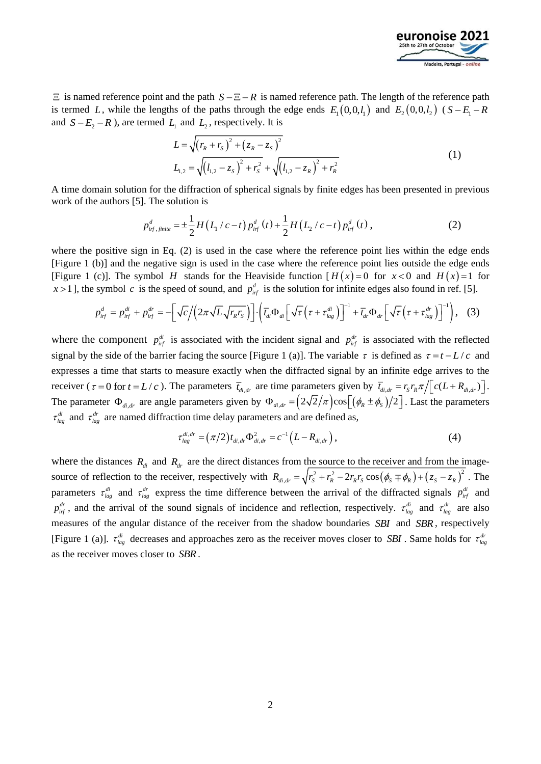$\Xi$ is named reference point and the path $S-\Xi-R$ is named reference path. The length of the reference path is termed $L$, while the lengths of the paths through the edge ends $E_1(0,0,l_1)$ and $E_2(0,0,l_2)$ ($S-E_1-R$ and $S-E_2-R$), are termed $L_1$ and $L_2$, respectively. It is

$$
\begin{aligned}
L &= \sqrt{\left(r_R+r_S\right)^2+\left(z_R-z_S\right)^2} \\
L_{1,2} &= \sqrt{\left(l_{1,2}-z_S\right)^2+r_S^2}+\sqrt{\left(l_{1,2}-z_R\right)^2+r_R^2}
\end{aligned}
\tag{1}
$$

A time domain solution for the diffraction of spherical signals by finite edges has been presented in previous work of the authors [5]. The solution is

$$
p_{irf,\,finite}^{d}=\pm\frac{1}{2}H\left(L_1/c-t\right)p_{irf}^{d}\left(t\right)+\frac{1}{2}H\left(L_2/c-t\right)p_{irf}^{d}\left(t\right),
\tag{2}
$$

where the positive sign in Eq. (2) is used in the case where the reference point lies within the edge ends [Figure 1 (b)] and the negative sign is used in the case where the reference point lies outside the edge ends [Figure 1 (c)]. The symbol $H$ stands for the Heaviside function [$H(x)=0$ for $x<0$ and $H(x)=1$ for $x>1$], the symbol $c$ is the speed of sound, and $p_{irf}^{d}$ is the solution for infinite edges also found in ref. [5].

$$
p_{irf}^{d}=p_{irf}^{di}+p_{irf}^{dr}=-\left[\sqrt{c}\Big/\left(2\pi\sqrt{L}\sqrt{r_Rr_S}\right)\right]\cdot\left(\bar{t}_{di}\Phi_{di}\left[\sqrt{\tau}\left(\tau+\tau_{lag}^{di}\right)\right]^{-1}+\bar{t}_{dr}\Phi_{dr}\left[\sqrt{\tau}\left(\tau+\tau_{lag}^{dr}\right)\right]^{-1}\right),
\tag{3}
$$

where the component $p_{irf}^{di}$ is associated with the incident signal and $p_{irf}^{dr}$ is associated with the reflected signal by the side of the barrier facing the source [Figure 1 (a)]. The variable $\tau$ is defined as $\tau=t-L/c$ and expresses a time that starts to measure exactly when the diffracted signal by an infinite edge arrives to the receiver ($\tau=0$ for $t=L/c$). The parameters $\bar{t}_{di,dr}$ are time parameters given by $\bar{t}_{di,dr}=r_Sr_R\pi\big/\left[c(L+R_{di,dr})\right]$. The parameter $\Phi_{di,dr}$ are angle parameters given by $\Phi_{di,dr}=\left(2\sqrt{2}/\pi\right)\cos\left[\left(\phi_R\pm\phi_S\right)/2\right]$. Last the parameters $\tau_{lag}^{di}$ and $\tau_{lag}^{dr}$ are named diffraction time delay parameters and are defined as,

$$
\tau_{lag}^{di,dr}=\left(\pi/2\right)t_{di,dr}\Phi_{di,dr}^{2}=c^{-1}\left(L-R_{di,dr}\right),
\tag{4}
$$

where the distances $R_{di}$ and $R_{dr}$ are the direct distances from the source to the receiver and from the image-source of reflection to the receiver, respectively with $R_{di,dr}=\sqrt{r_S^2+r_R^2-2r_Rr_S\cos\left(\phi_S\mp\phi_R\right)+\left(z_S-z_R\right)^2}$. The parameters $\tau_{lag}^{di}$ and $\tau_{lag}^{dr}$ express the time difference between the arrival of the diffracted signals $p_{irf}^{di}$ and $p_{irf}^{dr}$, and the arrival of the sound signals of incidence and reflection, respectively. $\tau_{lag}^{di}$ and $\tau_{lag}^{dr}$ are also measures of the angular distance of the receiver from the shadow boundaries $SBI$ and $SBR$, respectively [Figure 1 (a)]. $\tau_{lag}^{di}$ decreases and approaches zero as the receiver moves closer to $SBI$. Same holds for $\tau_{lag}^{dr}$ as the receiver moves closer to $SBR$.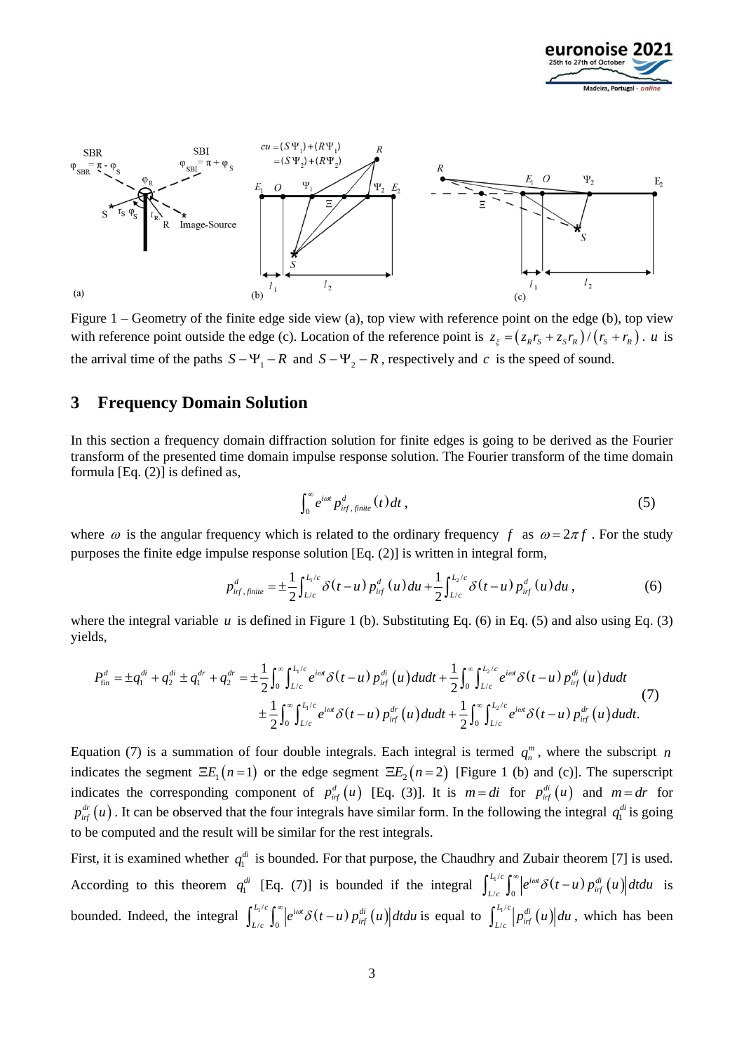Figure 1 – Geometry of the finite edge side view (a), top view with reference point on the edge (b), top view with reference point outside the edge (c). Location of the reference point is $z_\xi = (z_R r_S + z_S r_R)/(r_S + r_R)$. $u$ is the arrival time of the paths $S - \Psi_1 - R$ and $S - \Psi_2 - R$, respectively and $c$ is the speed of sound.

## 3 Frequency Domain Solution

In this section a frequency domain diffraction solution for finite edges is going to be derived as the Fourier transform of the presented time domain impulse response solution. The Fourier transform of the time domain formula [Eq. (2)] is defined as,

$$\int_0^\infty e^{i\omega t} p^d_{irf,\,finite}(t)\,dt\,, \tag{5}$$

where $\omega$ is the angular frequency which is related to the ordinary frequency $f$ as $\omega = 2\pi f$. For the study purposes the finite edge impulse response solution [Eq. (2)] is written in integral form,

$$p^d_{irf,\,finite} = \pm\frac{1}{2}\int_{L/c}^{L_1/c} \delta(t-u)\,p^d_{irf}(u)\,du + \frac{1}{2}\int_{L/c}^{L_2/c} \delta(t-u)\,p^d_{irf}(u)\,du\,, \tag{6}$$

where the integral variable $u$ is defined in Figure 1 (b). Substituting Eq. (6) in Eq. (5) and also using Eq. (3) yields,

$$\begin{aligned} P^d_{\text{fin}} = \pm q_1^{di} + q_2^{di} \pm q_1^{dr} + q_2^{dr} &= \pm\frac{1}{2}\int_0^\infty \int_{L/c}^{L_1/c} e^{i\omega t}\delta(t-u)\,p^{di}_{irf}(u)\,du dt + \frac{1}{2}\int_0^\infty \int_{L/c}^{L_2/c} e^{i\omega t}\delta(t-u)\,p^{di}_{irf}(u)\,du dt \\ &\quad \pm\frac{1}{2}\int_0^\infty \int_{L/c}^{L_1/c} e^{i\omega t}\delta(t-u)\,p^{dr}_{irf}(u)\,du dt + \frac{1}{2}\int_0^\infty \int_{L/c}^{L_2/c} e^{i\omega t}\delta(t-u)\,p^{dr}_{irf}(u)\,du dt. \end{aligned} \tag{7}$$

Equation (7) is a summation of four double integrals. Each integral is termed $q_n^m$, where the subscript $n$ indicates the segment $\Xi E_1\,(n=1)$ or the edge segment $\Xi E_2\,(n=2)$ [Figure 1 (b) and (c)]. The superscript indicates the corresponding component of $p^d_{irf}(u)$ [Eq. (3)]. It is $m = di$ for $p^{di}_{irf}(u)$ and $m = dr$ for $p^{dr}_{irf}(u)$. It can be observed that the four integrals have similar form. In the following the integral $q_1^{di}$ is going to be computed and the result will be similar for the rest integrals.

First, it is examined whether $q_1^{di}$ is bounded. For that purpose, the Chaudhry and Zubair theorem [7] is used. According to this theorem $q_1^{di}$ [Eq. (7)] is bounded if the integral $\int_{L/c}^{L_1/c}\int_0^\infty \left| e^{i\omega t}\delta(t-u)\,p^{di}_{irf}(u)\right| dt du$ is bounded. Indeed, the integral $\int_{L/c}^{L_1/c}\int_0^\infty \left| e^{i\omega t}\delta(t-u)\,p^{di}_{irf}(u)\right| dt du$ is equal to $\int_{L/c}^{L_1/c}\left| p^{di}_{irf}(u)\right| du$, which has been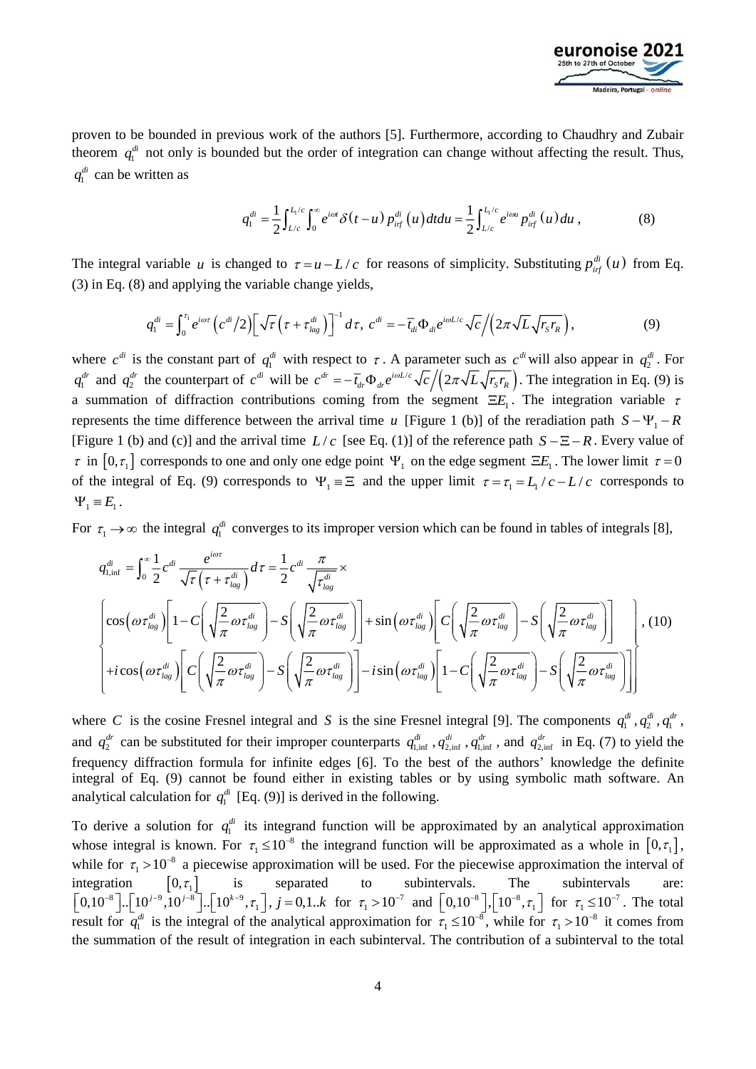proven to be bounded in previous work of the authors [5]. Furthermore, according to Chaudhry and Zubair theorem $q_1^{di}$ not only is bounded but the order of integration can change without affecting the result. Thus, $q_1^{di}$ can be written as

$$q_1^{di} = \frac{1}{2}\int_{L/c}^{L_1/c}\int_0^{\infty} e^{i\omega t}\delta(t-u)\, p_{irf}^{di}(u)\, dt du = \frac{1}{2}\int_{L/c}^{L_1/c} e^{i\omega u}\, p_{irf}^{di}(u)\, du\,, \tag{8}$$

The integral variable $u$ is changed to $\tau = u - L/c$ for reasons of simplicity. Substituting $p_{irf}^{di}(u)$ from Eq. (3) in Eq. (8) and applying the variable change yields,

$$q_1^{di} = \int_0^{\tau_1} e^{i\omega\tau}\left(c^{di}/2\right)\left[\sqrt{\tau}\left(\tau+\tau_{lag}^{di}\right)\right]^{-1} d\tau,\; c^{di} = -\bar{t}_{di}\Phi_{di} e^{i\omega L/c}\sqrt{c}\Big/\left(2\pi\sqrt{L}\sqrt{r_S r_R}\right), \tag{9}$$

where $c^{di}$ is the constant part of $q_1^{di}$ with respect to $\tau$. A parameter such as $c^{di}$ will also appear in $q_2^{di}$. For $q_1^{dr}$ and $q_2^{dr}$ the counterpart of $c^{di}$ will be $c^{dr} = -\bar{t}_{dr}\Phi_{dr} e^{i\omega L/c}\sqrt{c}\Big/\left(2\pi\sqrt{L}\sqrt{r_S r_R}\right)$. The integration in Eq. (9) is a summation of diffraction contributions coming from the segment $\Xi E_1$. The integration variable $\tau$ represents the time difference between the arrival time $u$ [Figure 1 (b)] of the reradiation path $S-\Psi_1-R$ [Figure 1 (b) and (c)] and the arrival time $L/c$ [see Eq. (1)] of the reference path $S-\Xi-R$. Every value of $\tau$ in $[0,\tau_1]$ corresponds to one and only one edge point $\Psi_1$ on the edge segment $\Xi E_1$. The lower limit $\tau = 0$ of the integral of Eq. (9) corresponds to $\Psi_1 \equiv \Xi$ and the upper limit $\tau = \tau_1 = L_1/c - L/c$ corresponds to $\Psi_1 \equiv E_1$.

For $\tau_1 \to \infty$ the integral $q_1^{di}$ converges to its improper version which can be found in tables of integrals [8],

$$q_{1,\inf}^{di} = \int_0^{\infty} \frac{1}{2} c^{di} \frac{e^{i\omega\tau}}{\sqrt{\tau}\left(\tau+\tau_{lag}^{di}\right)} d\tau = \frac{1}{2} c^{di} \frac{\pi}{\sqrt{\tau_{lag}^{di}}} \times$$

$$\left\{ \begin{array}{l} \cos\left(\omega\tau_{lag}^{di}\right)\left[1 - C\left(\sqrt{\frac{2}{\pi}\omega\tau_{lag}^{di}}\right) - S\left(\sqrt{\frac{2}{\pi}\omega\tau_{lag}^{di}}\right)\right] + \sin\left(\omega\tau_{lag}^{di}\right)\left[C\left(\sqrt{\frac{2}{\pi}\omega\tau_{lag}^{di}}\right) - S\left(\sqrt{\frac{2}{\pi}\omega\tau_{lag}^{di}}\right)\right] \\ +i\cos\left(\omega\tau_{lag}^{di}\right)\left[C\left(\sqrt{\frac{2}{\pi}\omega\tau_{lag}^{di}}\right) - S\left(\sqrt{\frac{2}{\pi}\omega\tau_{lag}^{di}}\right)\right] - i\sin\left(\omega\tau_{lag}^{di}\right)\left[1 - C\left(\sqrt{\frac{2}{\pi}\omega\tau_{lag}^{di}}\right) - S\left(\sqrt{\frac{2}{\pi}\omega\tau_{lag}^{di}}\right)\right] \end{array} \right\}, \tag{10}$$

where $C$ is the cosine Fresnel integral and $S$ is the sine Fresnel integral [9]. The components $q_1^{di}, q_2^{di}, q_1^{dr}$, and $q_2^{dr}$ can be substituted for their improper counterparts $q_{1,\inf}^{di}, q_{2,\inf}^{di}, q_{1,\inf}^{dr}$, and $q_{2,\inf}^{dr}$ in Eq. (7) to yield the frequency diffraction formula for infinite edges [6]. To the best of the authors' knowledge the definite integral of Eq. (9) cannot be found either in existing tables or by using symbolic math software. An analytical calculation for $q_1^{di}$ [Eq. (9)] is derived in the following.

To derive a solution for $q_1^{di}$ its integrand function will be approximated by an analytical approximation whose integral is known. For $\tau_1 \le 10^{-8}$ the integrand function will be approximated as a whole in $[0,\tau_1]$, while for $\tau_1 > 10^{-8}$ a piecewise approximation will be used. For the piecewise approximation the interval of integration $[0,\tau_1]$ is separated to subintervals. The subintervals are: $\left[0,10^{-8}\right]..\left[10^{j-9},10^{j-8}\right]..\left[10^{k-9},\tau_1\right]$, $j = 0,1..k$ for $\tau_1 > 10^{-7}$ and $\left[0,10^{-8}\right],\left[10^{-8},\tau_1\right]$ for $\tau_1 \le 10^{-7}$. The total result for $q_1^{di}$ is the integral of the analytical approximation for $\tau_1 \le 10^{-8}$, while for $\tau_1 > 10^{-8}$ it comes from the summation of the result of integration in each subinterval. The contribution of a subinterval to the total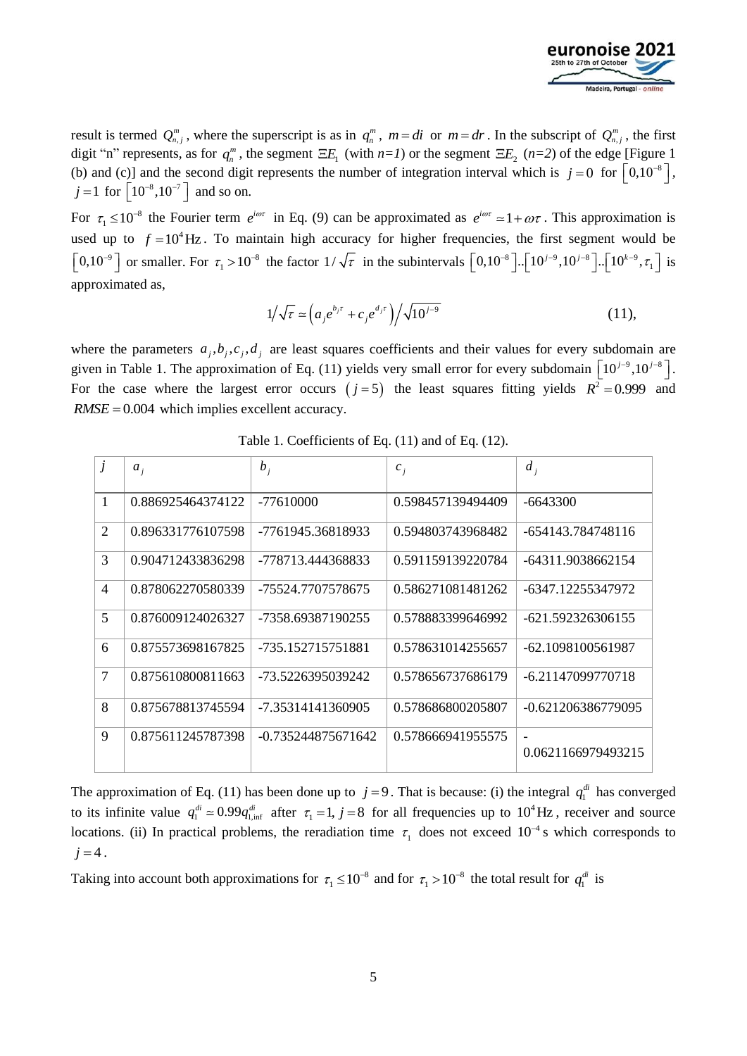result is termed $Q_{n,j}^{m}$, where the superscript is as in $q_n^m$, $m = di$ or $m = dr$. In the subscript of $Q_{n,j}^{m}$, the first digit "n" represents, as for $q_n^m$, the segment $\Xi E_1$ (with *n=1*) or the segment $\Xi E_2$ (*n=2*) of the edge [Figure 1 (b) and (c)] and the second digit represents the number of integration interval which is $j = 0$ for $\left[0,10^{-8}\right]$, $j = 1$ for $\left[10^{-8},10^{-7}\right]$ and so on.

For $\tau_1 \leq 10^{-8}$ the Fourier term $e^{i\omega\tau}$ in Eq. (9) can be approximated as $e^{i\omega\tau} \simeq 1 + \omega\tau$. This approximation is used up to $f = 10^4\,\text{Hz}$. To maintain high accuracy for higher frequencies, the first segment would be $\left[0,10^{-9}\right]$ or smaller. For $\tau_1 > 10^{-8}$ the factor $1/\sqrt{\tau}$ in the subintervals $\left[0,10^{-8}\right]..\left[10^{j-9},10^{j-8}\right]..\left[10^{k-9},\tau_1\right]$ is approximated as,

$$1/\sqrt{\tau} \simeq \left(a_j e^{b_j \tau} + c_j e^{d_j \tau}\right) / \sqrt{10^{j-9}} \tag{11}$$

where the parameters $a_j, b_j, c_j, d_j$ are least squares coefficients and their values for every subdomain are given in Table 1. The approximation of Eq. (11) yields very small error for every subdomain $\left[10^{j-9},10^{j-8}\right]$. For the case where the largest error occurs $(j=5)$ the least squares fitting yields $R^2 = 0.999$ and $RMSE = 0.004$ which implies excellent accuracy.

Table 1. Coefficients of Eq. (11) and of Eq. (12).

| $j$ | $a_j$ | $b_j$ | $c_j$ | $d_j$ |
|---|---|---|---|---|
| 1 | 0.886925464374122 | -77610000 | 0.598457139494409 | -6643300 |
| 2 | 0.896331776107598 | -7761945.36818933 | 0.594803743968482 | -654143.784748116 |
| 3 | 0.904712433836298 | -778713.444368833 | 0.591159139220784 | -64311.9038662154 |
| 4 | 0.878062270580339 | -75524.7707578675 | 0.586271081481262 | -6347.12255347972 |
| 5 | 0.876009124026327 | -7358.69387190255 | 0.578883399646992 | -621.592326306155 |
| 6 | 0.875573698167825 | -735.152715751881 | 0.578631014255657 | -62.1098100561987 |
| 7 | 0.875610800811663 | -73.5226395039242 | 0.578656737686179 | -6.21147099770718 |
| 8 | 0.875678813745594 | -7.35314141360905 | 0.578686800205807 | -0.621206386779095 |
| 9 | 0.875611245787398 | -0.735244875671642 | 0.578666941955575 | -0.0621166979493215 |

The approximation of Eq. (11) has been done up to $j = 9$. That is because: (i) the integral $q_1^{di}$ has converged to its infinite value $q_1^{di} \simeq 0.99 q_{1,\inf}^{di}$ after $\tau_1 = 1, j = 8$ for all frequencies up to $10^4\,\text{Hz}$, receiver and source locations. (ii) In practical problems, the reradiation time $\tau_1$ does not exceed $10^{-4}\,\text{s}$ which corresponds to $j = 4$.

Taking into account both approximations for $\tau_1 \leq 10^{-8}$ and for $\tau_1 > 10^{-8}$ the total result for $q_1^{di}$ is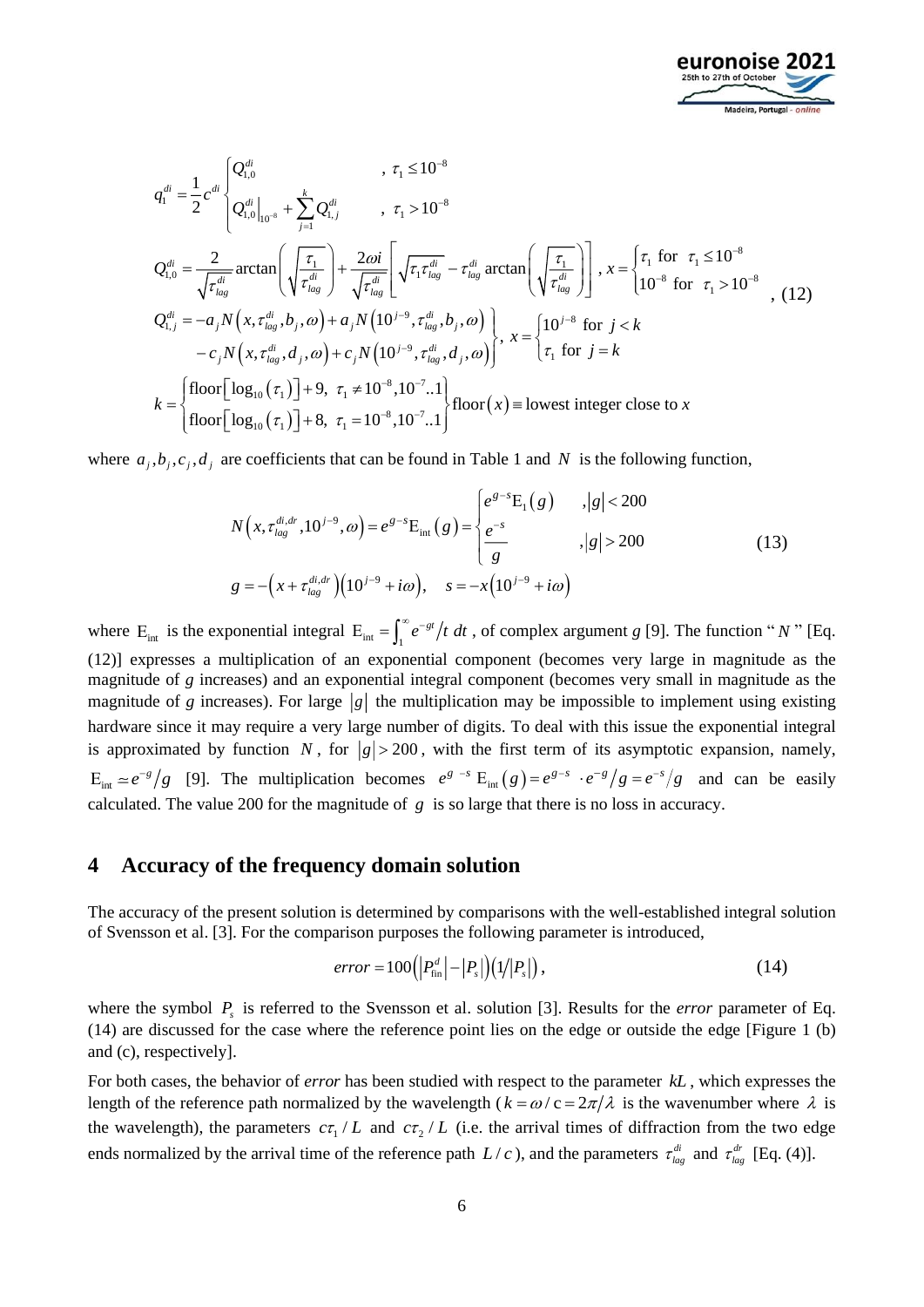$$
q_1^{di} = \frac{1}{2} c^{di} \begin{cases} Q_{1,0}^{di} & , \tau_1 \leq 10^{-8} \\ Q_{1,0}^{di}\Big|_{10^{-8}} + \sum_{j=1}^{k} Q_{1,j}^{di} & , \tau_1 > 10^{-8} \end{cases}
$$

$$
Q_{1,0}^{di} = \frac{2}{\sqrt{\tau_{lag}^{di}}} \arctan\left(\sqrt{\frac{\tau_1}{\tau_{lag}^{di}}}\right) + \frac{2\omega i}{\sqrt{\tau_{lag}^{di}}} \left[\sqrt{\tau_1 \tau_{lag}^{di}} - \tau_{lag}^{di} \arctan\left(\sqrt{\frac{\tau_1}{\tau_{lag}^{di}}}\right)\right], \; x = \begin{cases} \tau_1 \text{ for } \tau_1 \leq 10^{-8} \\ 10^{-8} \text{ for } \tau_1 > 10^{-8} \end{cases} \quad , (12)
$$

$$
\left.\begin{aligned} Q_{1,j}^{di} = & -a_j N\left(x, \tau_{lag}^{di}, b_j, \omega\right) + a_j N\left(10^{j-9}, \tau_{lag}^{di}, b_j, \omega\right) \\ & - c_j N\left(x, \tau_{lag}^{di}, d_j, \omega\right) + c_j N\left(10^{j-9}, \tau_{lag}^{di}, d_j, \omega\right) \end{aligned}\right\}, \; x = \begin{cases} 10^{j-8} \text{ for } j < k \\ \tau_1 \text{ for } j = k \end{cases}
$$

$$
k = \left.\begin{cases} \text{floor}\left[\log_{10}(\tau_1)\right] + 9, \; \tau_1 \neq 10^{-8}, 10^{-7}..1 \\ \text{floor}\left[\log_{10}(\tau_1)\right] + 8, \; \tau_1 = 10^{-8}, 10^{-7}..1 \end{cases}\right\} \text{floor}(x) \equiv \text{lowest integer close to } x
$$

where $a_j, b_j, c_j, d_j$ are coefficients that can be found in Table 1 and $N$ is the following function,

$$
\begin{gathered}
N\left(x, \tau_{lag}^{di,dr}, 10^{j-9}, \omega\right) = e^{g-s} \mathrm{E}_{\text{int}}(g) = \begin{cases} e^{g-s} \mathrm{E}_1(g) & , |g| < 200 \\ \dfrac{e^{-s}}{g} & , |g| > 200 \end{cases} \\
g = -\left(x + \tau_{lag}^{di,dr}\right)\left(10^{j-9} + i\omega\right), \quad s = -x\left(10^{j-9} + i\omega\right)
\end{gathered} \tag{13}
$$

where $\mathrm{E}_{\text{int}}$ is the exponential integral $\mathrm{E}_{\text{int}} = \int_1^\infty e^{-gt}/t \, dt$, of complex argument $g$ [9]. The function "$N$" [Eq. (12)] expresses a multiplication of an exponential component (becomes very large in magnitude as the magnitude of $g$ increases) and an exponential integral component (becomes very small in magnitude as the magnitude of $g$ increases). For large $|g|$ the multiplication may be impossible to implement using existing hardware since it may require a very large number of digits. To deal with this issue the exponential integral is approximated by function $N$, for $|g| > 200$, with the first term of its asymptotic expansion, namely, $\mathrm{E}_{\text{int}} \simeq e^{-g}/g$ [9]. The multiplication becomes $e^{g-s} \, \mathrm{E}_{\text{int}}(g) = e^{g-s} \cdot e^{-g}/g = e^{-s}/g$ and can be easily calculated. The value 200 for the magnitude of $g$ is so large that there is no loss in accuracy.

## 4 Accuracy of the frequency domain solution

The accuracy of the present solution is determined by comparisons with the well-established integral solution of Svensson et al. [3]. For the comparison purposes the following parameter is introduced,

$$
error = 100\left(\left|P_{\text{fin}}^d\right| - \left|P_s\right|\right)\left(1/\left|P_s\right|\right), \tag{14}
$$

where the symbol $P_s$ is referred to the Svensson et al. solution [3]. Results for the *error* parameter of Eq. (14) are discussed for the case where the reference point lies on the edge or outside the edge [Figure 1 (b) and (c), respectively].

For both cases, the behavior of *error* has been studied with respect to the parameter $kL$, which expresses the length of the reference path normalized by the wavelength ($k = \omega/\mathrm{c} = 2\pi/\lambda$ is the wavenumber where $\lambda$ is the wavelength), the parameters $c\tau_1/L$ and $c\tau_2/L$ (i.e. the arrival times of diffraction from the two edge ends normalized by the arrival time of the reference path $L/c$), and the parameters $\tau_{lag}^{di}$ and $\tau_{lag}^{dr}$ [Eq. (4)].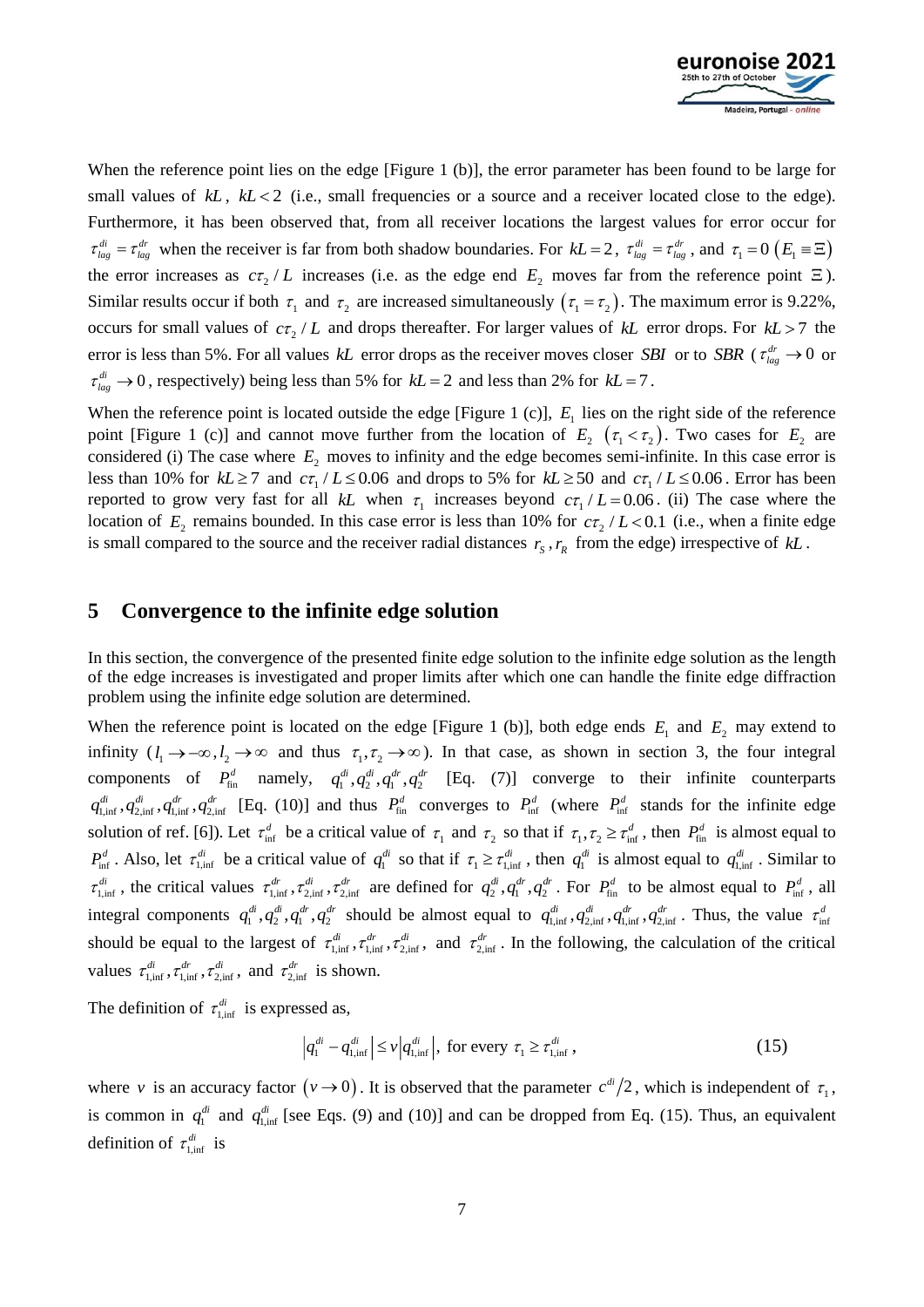When the reference point lies on the edge [Figure 1 (b)], the error parameter has been found to be large for small values of $kL$, $kL < 2$ (i.e., small frequencies or a source and a receiver located close to the edge). Furthermore, it has been observed that, from all receiver locations the largest values for error occur for $\tau_{lag}^{di} = \tau_{lag}^{dr}$ when the receiver is far from both shadow boundaries. For $kL = 2$, $\tau_{lag}^{di} = \tau_{lag}^{dr}$, and $\tau_1 = 0$ $(E_1 \equiv \Xi)$ the error increases as $c\tau_2 / L$ increases (i.e. as the edge end $E_2$ moves far from the reference point $\Xi$). Similar results occur if both $\tau_1$ and $\tau_2$ are increased simultaneously $(\tau_1 = \tau_2)$. The maximum error is 9.22%, occurs for small values of $c\tau_2 / L$ and drops thereafter. For larger values of $kL$ error drops. For $kL > 7$ the error is less than 5%. For all values $kL$ error drops as the receiver moves closer $SBI$ or to $SBR$ ($\tau_{lag}^{dr} \to 0$ or $\tau_{lag}^{di} \to 0$, respectively) being less than 5% for $kL = 2$ and less than 2% for $kL = 7$.

When the reference point is located outside the edge [Figure 1 (c)], $E_1$ lies on the right side of the reference point [Figure 1 (c)] and cannot move further from the location of $E_2$ $(\tau_1 < \tau_2)$. Two cases for $E_2$ are considered (i) The case where $E_2$ moves to infinity and the edge becomes semi-infinite. In this case error is less than 10% for $kL \geq 7$ and $c\tau_1 / L \leq 0.06$ and drops to 5% for $kL \geq 50$ and $c\tau_1 / L \leq 0.06$. Error has been reported to grow very fast for all $kL$ when $\tau_1$ increases beyond $c\tau_1 / L = 0.06$. (ii) The case where the location of $E_2$ remains bounded. In this case error is less than 10% for $c\tau_2 / L < 0.1$ (i.e., when a finite edge is small compared to the source and the receiver radial distances $r_S, r_R$ from the edge) irrespective of $kL$.

## 5 Convergence to the infinite edge solution

In this section, the convergence of the presented finite edge solution to the infinite edge solution as the length of the edge increases is investigated and proper limits after which one can handle the finite edge diffraction problem using the infinite edge solution are determined.

When the reference point is located on the edge [Figure 1 (b)], both edge ends $E_1$ and $E_2$ may extend to infinity ($l_1 \to -\infty, l_2 \to \infty$ and thus $\tau_1, \tau_2 \to \infty$). In that case, as shown in section 3, the four integral components of $P_{\text{fin}}^d$ namely, $q_1^{di}, q_2^{di}, q_1^{dr}, q_2^{dr}$ [Eq. (7)] converge to their infinite counterparts $q_{1,\text{inf}}^{di}, q_{2,\text{inf}}^{di}, q_{1,\text{inf}}^{dr}, q_{2,\text{inf}}^{dr}$ [Eq. (10)] and thus $P_{\text{fin}}^d$ converges to $P_{\text{inf}}^d$ (where $P_{\text{inf}}^d$ stands for the infinite edge solution of ref. [6]). Let $\tau_{\text{inf}}^d$ be a critical value of $\tau_1$ and $\tau_2$ so that if $\tau_1, \tau_2 \geq \tau_{\text{inf}}^d$, then $P_{\text{fin}}^d$ is almost equal to $P_{\text{inf}}^d$. Also, let $\tau_{1,\text{inf}}^{di}$ be a critical value of $q_1^{di}$ so that if $\tau_1 \geq \tau_{1,\text{inf}}^{di}$, then $q_1^{di}$ is almost equal to $q_{1,\text{inf}}^{di}$. Similar to $\tau_{1,\text{inf}}^{di}$, the critical values $\tau_{1,\text{inf}}^{dr}, \tau_{2,\text{inf}}^{di}, \tau_{2,\text{inf}}^{dr}$ are defined for $q_2^{di}, q_1^{dr}, q_2^{dr}$. For $P_{\text{fin}}^d$ to be almost equal to $P_{\text{inf}}^d$, all integral components $q_1^{di}, q_2^{di}, q_1^{dr}, q_2^{dr}$ should be almost equal to $q_{1,\text{inf}}^{di}, q_{2,\text{inf}}^{di}, q_{1,\text{inf}}^{dr}, q_{2,\text{inf}}^{dr}$. Thus, the value $\tau_{\text{inf}}^d$ should be equal to the largest of $\tau_{1,\text{inf}}^{di}, \tau_{1,\text{inf}}^{dr}, \tau_{2,\text{inf}}^{di}$, and $\tau_{2,\text{inf}}^{dr}$. In the following, the calculation of the critical values $\tau_{1,\text{inf}}^{di}, \tau_{1,\text{inf}}^{dr}, \tau_{2,\text{inf}}^{di}$, and $\tau_{2,\text{inf}}^{dr}$ is shown.

The definition of $\tau_{1,\text{inf}}^{di}$ is expressed as,

$$\left|q_1^{di} - q_{1,\text{inf}}^{di}\right| \leq v\left|q_{1,\text{inf}}^{di}\right|, \text{ for every } \tau_1 \geq \tau_{1,\text{inf}}^{di}, \tag{15}$$

where $v$ is an accuracy factor $(v \to 0)$. It is observed that the parameter $c^{di}/2$, which is independent of $\tau_1$, is common in $q_1^{di}$ and $q_{1,\text{inf}}^{di}$ [see Eqs. (9) and (10)] and can be dropped from Eq. (15). Thus, an equivalent definition of $\tau_{1,\text{inf}}^{di}$ is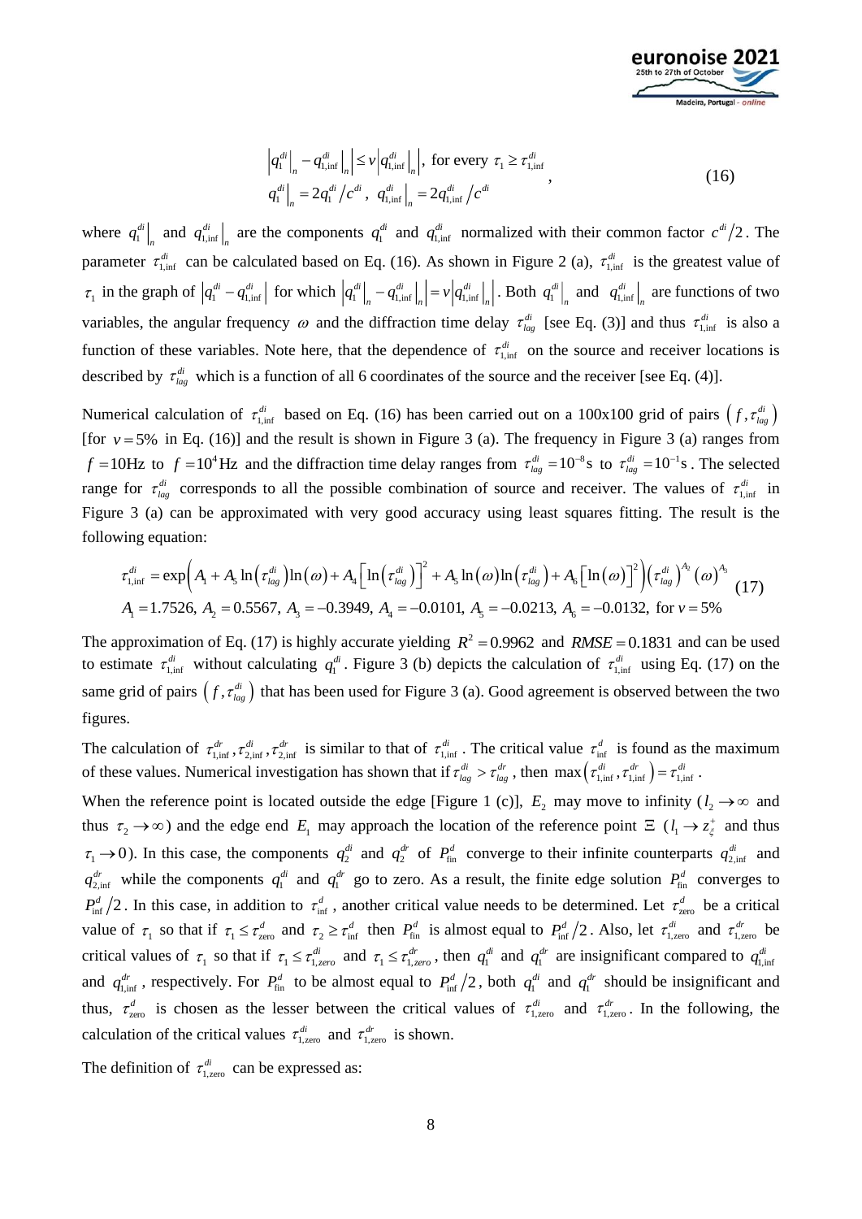$$
\begin{aligned}
&\left| q_1^{di}\Big|_n - q_{1,\inf}^{di}\Big|_n \right| \le v \left| q_{1,\inf}^{di}\Big|_n \right|, \text{ for every } \tau_1 \ge \tau_{1,\inf}^{di} \\
&q_1^{di}\Big|_n = 2 q_1^{di} / c^{di}, \; q_{1,\inf}^{di}\Big|_n = 2 q_{1,\inf}^{di} / c^{di}
\end{aligned}
\tag{16}
$$

where $q_1^{di}\big|_n$ and $q_{1,\inf}^{di}\big|_n$ are the components $q_1^{di}$ and $q_{1,\inf}^{di}$ normalized with their common factor $c^{di}/2$. The parameter $\tau_{1,\inf}^{di}$ can be calculated based on Eq. (16). As shown in Figure 2 (a), $\tau_{1,\inf}^{di}$ is the greatest value of $\tau_1$ in the graph of $\left| q_1^{di} - q_{1,\inf}^{di} \right|$ for which $\left| q_1^{di}\big|_n - q_{1,\inf}^{di}\big|_n \right| = v \left| q_{1,\inf}^{di}\big|_n \right|$. Both $q_1^{di}\big|_n$ and $q_{1,\inf}^{di}\big|_n$ are functions of two variables, the angular frequency $\omega$ and the diffraction time delay $\tau_{lag}^{di}$ [see Eq. (3)] and thus $\tau_{1,\inf}^{di}$ is also a function of these variables. Note here, that the dependence of $\tau_{1,\inf}^{di}$ on the source and receiver locations is described by $\tau_{lag}^{di}$ which is a function of all 6 coordinates of the source and the receiver [see Eq. (4)].

Numerical calculation of $\tau_{1,\inf}^{di}$ based on Eq. (16) has been carried out on a 100x100 grid of pairs $\left( f, \tau_{lag}^{di} \right)$ [for $v = 5\%$ in Eq. (16)] and the result is shown in Figure 3 (a). The frequency in Figure 3 (a) ranges from $f = 10\text{Hz}$ to $f = 10^4\text{Hz}$ and the diffraction time delay ranges from $\tau_{lag}^{di} = 10^{-8}\text{s}$ to $\tau_{lag}^{di} = 10^{-1}\text{s}$. The selected range for $\tau_{lag}^{di}$ corresponds to all the possible combination of source and receiver. The values of $\tau_{1,\inf}^{di}$ in Figure 3 (a) can be approximated with very good accuracy using least squares fitting. The result is the following equation:

$$
\begin{aligned}
&\tau_{1,\inf}^{di} = \exp\left( A_1 + A_5 \ln\left(\tau_{lag}^{di}\right) \ln(\omega) + A_4 \left[ \ln\left(\tau_{lag}^{di}\right) \right]^2 + A_5 \ln(\omega) \ln\left(\tau_{lag}^{di}\right) + A_6 \left[ \ln(\omega) \right]^2 \right) \left(\tau_{lag}^{di}\right)^{A_2} (\omega)^{A_3} \\
&A_1 = 1.7526,\; A_2 = 0.5567,\; A_3 = -0.3949,\; A_4 = -0.0101,\; A_5 = -0.0213,\; A_6 = -0.0132, \text{ for } v = 5\%
\end{aligned}
\tag{17}
$$

The approximation of Eq. (17) is highly accurate yielding $R^2 = 0.9962$ and $RMSE = 0.1831$ and can be used to estimate $\tau_{1,\inf}^{di}$ without calculating $q_1^{di}$. Figure 3 (b) depicts the calculation of $\tau_{1,\inf}^{di}$ using Eq. (17) on the same grid of pairs $\left( f, \tau_{lag}^{di} \right)$ that has been used for Figure 3 (a). Good agreement is observed between the two figures.

The calculation of $\tau_{1,\inf}^{dr}, \tau_{2,\inf}^{di}, \tau_{2,\inf}^{dr}$ is similar to that of $\tau_{1,\inf}^{di}$. The critical value $\tau_{\inf}^{d}$ is found as the maximum of these values. Numerical investigation has shown that if $\tau_{lag}^{di} > \tau_{lag}^{dr}$, then $\max\left( \tau_{1,\inf}^{di}, \tau_{1,\inf}^{dr} \right) = \tau_{1,\inf}^{di}$.

When the reference point is located outside the edge [Figure 1 (c)], $E_2$ may move to infinity ($l_2 \to \infty$ and thus $\tau_2 \to \infty$) and the edge end $E_1$ may approach the location of the reference point $\Xi$ ($l_1 \to z_\xi^+$ and thus $\tau_1 \to 0$). In this case, the components $q_2^{di}$ and $q_2^{dr}$ of $P_{\text{fin}}^{d}$ converge to their infinite counterparts $q_{2,\inf}^{di}$ and $q_{2,\inf}^{dr}$ while the components $q_1^{di}$ and $q_1^{dr}$ go to zero. As a result, the finite edge solution $P_{\text{fin}}^{d}$ converges to $P_{\inf}^{d}/2$. In this case, in addition to $\tau_{\inf}^{d}$, another critical value needs to be determined. Let $\tau_{\text{zero}}^{d}$ be a critical value of $\tau_1$ so that if $\tau_1 \le \tau_{\text{zero}}^{d}$ and $\tau_2 \ge \tau_{\inf}^{d}$ then $P_{\text{fin}}^{d}$ is almost equal to $P_{\inf}^{d}/2$. Also, let $\tau_{1,\text{zero}}^{di}$ and $\tau_{1,\text{zero}}^{dr}$ be critical values of $\tau_1$ so that if $\tau_1 \le \tau_{1,zero}^{di}$ and $\tau_1 \le \tau_{1,zero}^{dr}$, then $q_1^{di}$ and $q_1^{dr}$ are insignificant compared to $q_{1,\inf}^{di}$ and $q_{1,\inf}^{dr}$, respectively. For $P_{\text{fin}}^{d}$ to be almost equal to $P_{\inf}^{d}/2$, both $q_1^{di}$ and $q_1^{dr}$ should be insignificant and thus, $\tau_{\text{zero}}^{d}$ is chosen as the lesser between the critical values of $\tau_{1,\text{zero}}^{di}$ and $\tau_{1,\text{zero}}^{dr}$. In the following, the calculation of the critical values $\tau_{1,\text{zero}}^{di}$ and $\tau_{1,\text{zero}}^{dr}$ is shown.

The definition of $\tau_{1,\text{zero}}^{di}$ can be expressed as: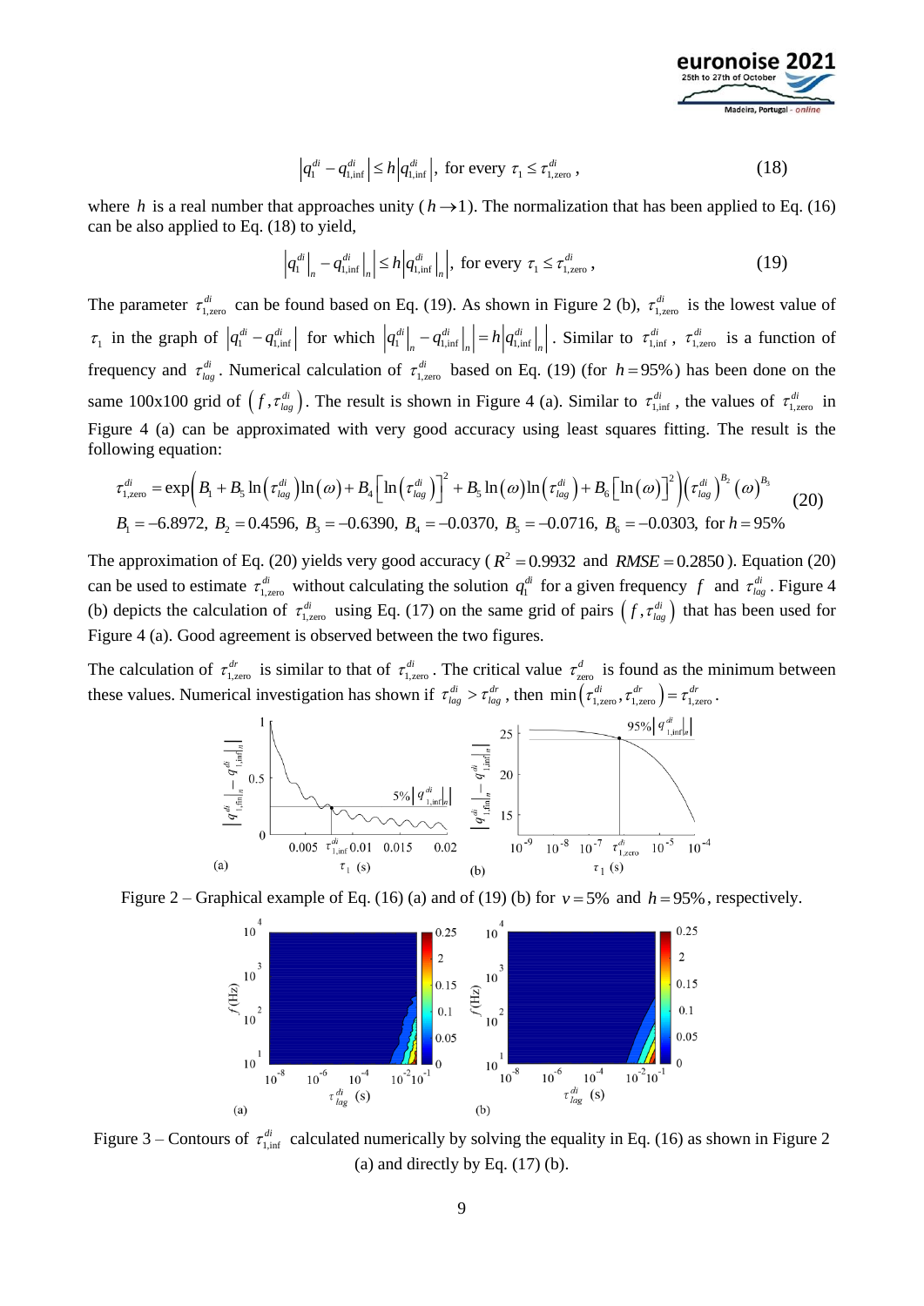$$\left|q_1^{di} - q_{1,\inf}^{di}\right| \leq h\left|q_{1,\inf}^{di}\right|, \text{ for every } \tau_1 \leq \tau_{1,\text{zero}}^{di}, \tag{18}$$

where $h$ is a real number that approaches unity ($h \to 1$). The normalization that has been applied to Eq. (16) can be also applied to Eq. (18) to yield,

$$\left|q_1^{di}\big|_n - q_{1,\inf}^{di}\big|_n\right| \leq h\left|q_{1,\inf}^{di}\big|_n\right|, \text{ for every } \tau_1 \leq \tau_{1,\text{zero}}^{di}, \tag{19}$$

The parameter $\tau_{1,\text{zero}}^{di}$ can be found based on Eq. (19). As shown in Figure 2 (b), $\tau_{1,\text{zero}}^{di}$ is the lowest value of $\tau_1$ in the graph of $\left|q_1^{di} - q_{1,\inf}^{di}\right|$ for which $\left|q_1^{di}\big|_n - q_{1,\inf}^{di}\big|_n\right| = h\left|q_{1,\inf}^{di}\big|_n\right|$. Similar to $\tau_{1,\inf}^{di}$, $\tau_{1,\text{zero}}^{di}$ is a function of frequency and $\tau_{lag}^{di}$. Numerical calculation of $\tau_{1,\text{zero}}^{di}$ based on Eq. (19) (for $h = 95\%$) has been done on the same 100x100 grid of $\left(f, \tau_{lag}^{di}\right)$. The result is shown in Figure 4 (a). Similar to $\tau_{1,\inf}^{di}$, the values of $\tau_{1,\text{zero}}^{di}$ in Figure 4 (a) can be approximated with very good accuracy using least squares fitting. The result is the following equation:

$$\begin{gathered}
\tau_{1,\text{zero}}^{di} = \exp\left(B_1 + B_5 \ln\left(\tau_{lag}^{di}\right)\ln(\omega) + B_4\left[\ln\left(\tau_{lag}^{di}\right)\right]^2 + B_5 \ln(\omega)\ln\left(\tau_{lag}^{di}\right) + B_6\left[\ln(\omega)\right]^2\right)\left(\tau_{lag}^{di}\right)^{B_2}(\omega)^{B_3} \\
B_1 = -6.8972,\ B_2 = 0.4596,\ B_3 = -0.6390,\ B_4 = -0.0370,\ B_5 = -0.0716,\ B_6 = -0.0303, \text{ for } h = 95\%
\end{gathered} \tag{20}$$

The approximation of Eq. (20) yields very good accuracy ($R^2 = 0.9932$ and $RMSE = 0.2850$). Equation (20) can be used to estimate $\tau_{1,\text{zero}}^{di}$ without calculating the solution $q_1^{di}$ for a given frequency $f$ and $\tau_{lag}^{di}$. Figure 4 (b) depicts the calculation of $\tau_{1,\text{zero}}^{di}$ using Eq. (17) on the same grid of pairs $\left(f, \tau_{lag}^{di}\right)$ that has been used for Figure 4 (a). Good agreement is observed between the two figures.

The calculation of $\tau_{1,\text{zero}}^{dr}$ is similar to that of $\tau_{1,\text{zero}}^{di}$. The critical value $\tau_{\text{zero}}^{d}$ is found as the minimum between these values. Numerical investigation has shown if $\tau_{lag}^{di} > \tau_{lag}^{dr}$, then $\min\left(\tau_{1,\text{zero}}^{di}, \tau_{1,\text{zero}}^{dr}\right) = \tau_{1,\text{zero}}^{dr}$.

Figure 2 – Graphical example of Eq. (16) (a) and of (19) (b) for $v = 5\%$ and $h = 95\%$, respectively.

Figure 3 – Contours of $\tau_{1,\inf}^{di}$ calculated numerically by solving the equality in Eq. (16) as shown in Figure 2 (a) and directly by Eq. (17) (b).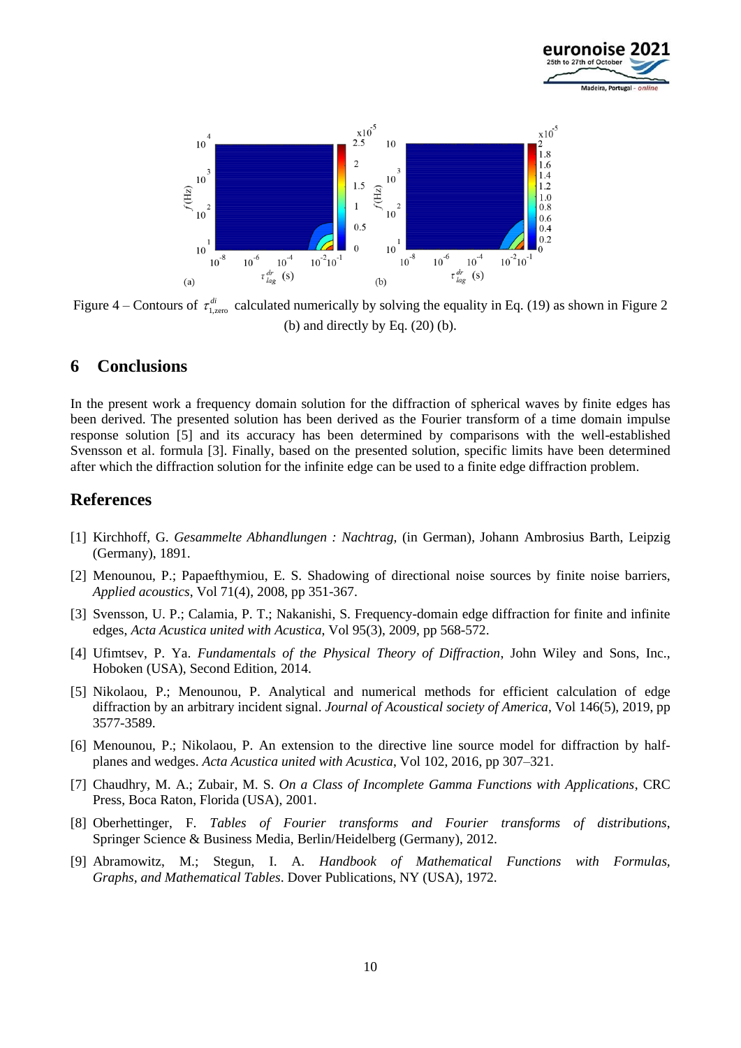x10$^{-5}$
2.5
2
1.5
1
0.5
0
$10^{4}$
$10^{3}$
$10^{2}$
$10^{1}$
$f$ (Hz)
$10^{-8}$ $10^{-6}$ $10^{-4}$ $10^{-2}$ $10^{-1}$
$\tau_{lag}^{dr}$ (s)
(a)

x10$^{-5}$
2
1.8
1.6
1.4
1.2
1.0
0.8
0.6
0.4
0.2
0
10
$10^{3}$
$10^{2}$
$10^{1}$
$f$ (Hz)
$10^{-8}$ $10^{-6}$ $10^{-4}$ $10^{-2}$ $10^{-1}$
$\tau_{lag}^{dr}$ (s)
(b)

Figure 4 – Contours of $\tau_{1,\text{zero}}^{di}$ calculated numerically by solving the equality in Eq. (19) as shown in Figure 2 (b) and directly by Eq. (20) (b).

## 6 Conclusions

In the present work a frequency domain solution for the diffraction of spherical waves by finite edges has been derived. The presented solution has been derived as the Fourier transform of a time domain impulse response solution [5] and its accuracy has been determined by comparisons with the well-established Svensson et al. formula [3]. Finally, based on the presented solution, specific limits have been determined after which the diffraction solution for the infinite edge can be used to a finite edge diffraction problem.

## References

[1] Kirchhoff, G. *Gesammelte Abhandlungen : Nachtrag*, (in German), Johann Ambrosius Barth, Leipzig (Germany), 1891.

[2] Menounou, P.; Papaefthymiou, E. S. Shadowing of directional noise sources by finite noise barriers, *Applied acoustics*, Vol 71(4), 2008, pp 351-367.

[3] Svensson, U. P.; Calamia, P. T.; Nakanishi, S. Frequency-domain edge diffraction for finite and infinite edges, *Acta Acustica united with Acustica*, Vol 95(3), 2009, pp 568-572.

[4] Ufimtsev, P. Ya. *Fundamentals of the Physical Theory of Diffraction*, John Wiley and Sons, Inc., Hoboken (USA), Second Edition, 2014.

[5] Nikolaou, P.; Menounou, P. Analytical and numerical methods for efficient calculation of edge diffraction by an arbitrary incident signal. *Journal of Acoustical society of America*, Vol 146(5), 2019, pp 3577-3589.

[6] Menounou, P.; Nikolaou, P. An extension to the directive line source model for diffraction by half-planes and wedges. *Acta Acustica united with Acustica*, Vol 102, 2016, pp 307–321.

[7] Chaudhry, M. A.; Zubair, M. S. *On a Class of Incomplete Gamma Functions with Applications*, CRC Press, Boca Raton, Florida (USA), 2001.

[8] Oberhettinger, F. *Tables of Fourier transforms and Fourier transforms of distributions*, Springer Science & Business Media, Berlin/Heidelberg (Germany), 2012.

[9] Abramowitz, M.; Stegun, I. A. *Handbook of Mathematical Functions with Formulas, Graphs, and Mathematical Tables*. Dover Publications, NY (USA), 1972.